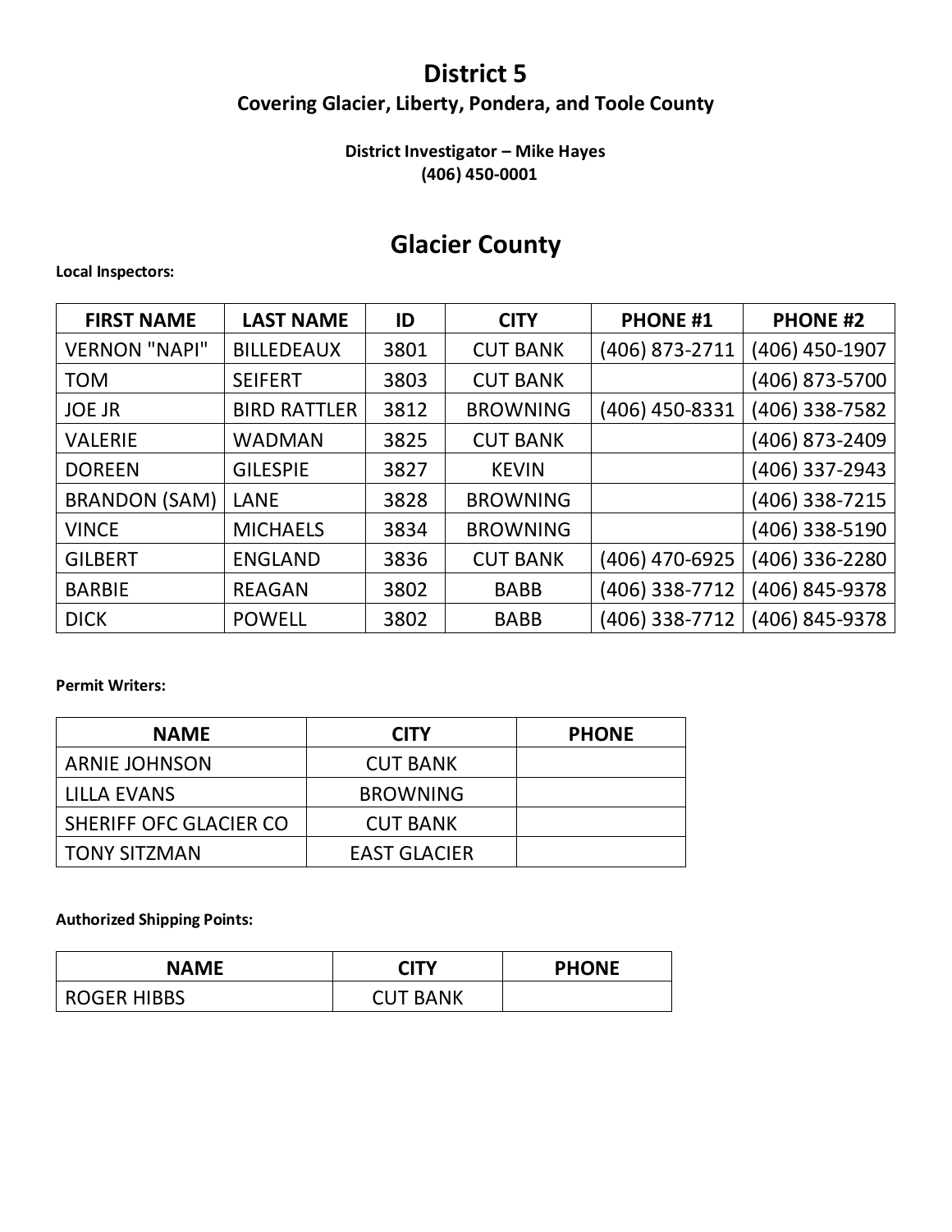# District 5

## Covering Glacier, Liberty, Pondera, and Toole County

**District Investigator – Mike Hayes**
**(406) 450-0001**

## Glacier County

**Local Inspectors:**

| FIRST NAME | LAST NAME | ID | CITY | PHONE #1 | PHONE #2 |
|---|---|---|---|---|---|
| VERNON "NAPI" | BILLEDEAUX | 3801 | CUT BANK | (406) 873-2711 | (406) 450-1907 |
| TOM | SEIFERT | 3803 | CUT BANK | | (406) 873-5700 |
| JOE JR | BIRD RATTLER | 3812 | BROWNING | (406) 450-8331 | (406) 338-7582 |
| VALERIE | WADMAN | 3825 | CUT BANK | | (406) 873-2409 |
| DOREEN | GILESPIE | 3827 | KEVIN | | (406) 337-2943 |
| BRANDON (SAM) | LANE | 3828 | BROWNING | | (406) 338-7215 |
| VINCE | MICHAELS | 3834 | BROWNING | | (406) 338-5190 |
| GILBERT | ENGLAND | 3836 | CUT BANK | (406) 470-6925 | (406) 336-2280 |
| BARBIE | REAGAN | 3802 | BABB | (406) 338-7712 | (406) 845-9378 |
| DICK | POWELL | 3802 | BABB | (406) 338-7712 | (406) 845-9378 |

**Permit Writers:**

| NAME | CITY | PHONE |
|---|---|---|
| ARNIE JOHNSON | CUT BANK | |
| LILLA EVANS | BROWNING | |
| SHERIFF OFC GLACIER CO | CUT BANK | |
| TONY SITZMAN | EAST GLACIER | |

**Authorized Shipping Points:**

| NAME | CITY | PHONE |
|---|---|---|
| ROGER HIBBS | CUT BANK | |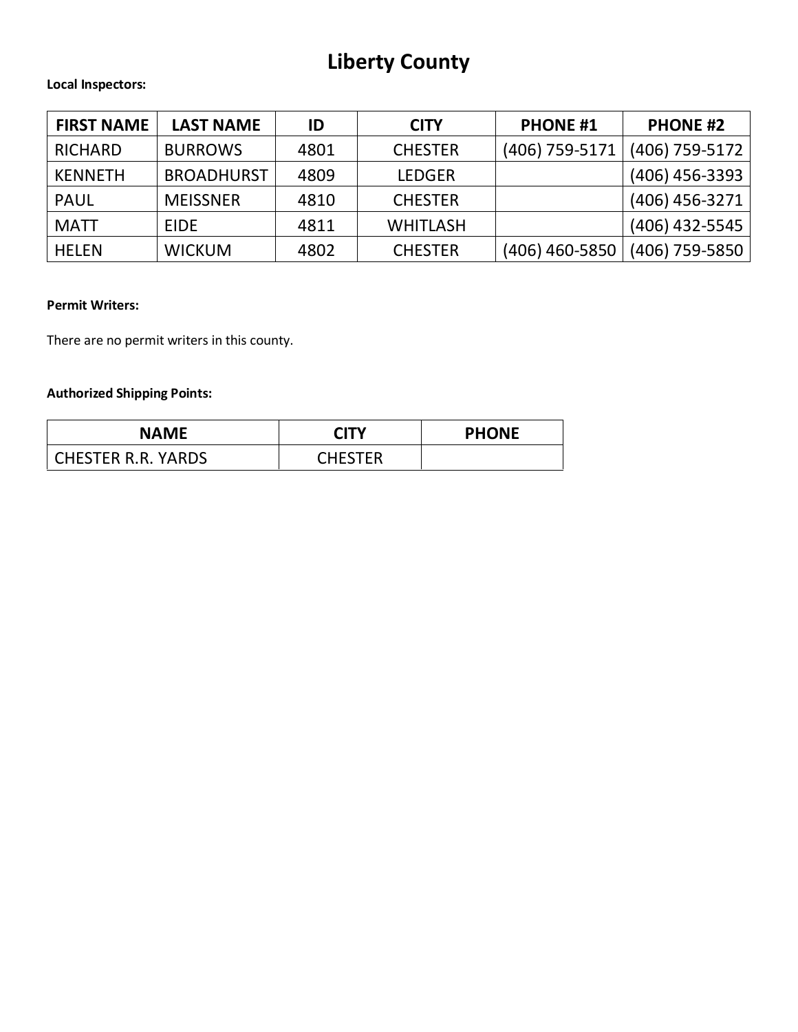# Liberty County

**Local Inspectors:**

| FIRST NAME | LAST NAME | ID | CITY | PHONE #1 | PHONE #2 |
|---|---|---|---|---|---|
| RICHARD | BURROWS | 4801 | CHESTER | (406) 759-5171 | (406) 759-5172 |
| KENNETH | BROADHURST | 4809 | LEDGER | | (406) 456-3393 |
| PAUL | MEISSNER | 4810 | CHESTER | | (406) 456-3271 |
| MATT | EIDE | 4811 | WHITLASH | | (406) 432-5545 |
| HELEN | WICKUM | 4802 | CHESTER | (406) 460-5850 | (406) 759-5850 |

**Permit Writers:**

There are no permit writers in this county.

**Authorized Shipping Points:**

| NAME | CITY | PHONE |
|---|---|---|
| CHESTER R.R. YARDS | CHESTER | |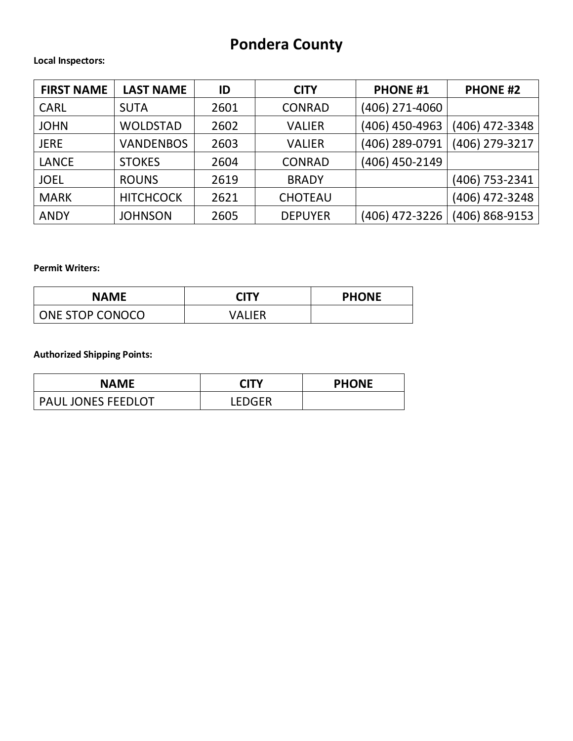# Pondera County

**Local Inspectors:**

| FIRST NAME | LAST NAME | ID | CITY | PHONE #1 | PHONE #2 |
|---|---|---|---|---|---|
| CARL | SUTA | 2601 | CONRAD | (406) 271-4060 | |
| JOHN | WOLDSTAD | 2602 | VALIER | (406) 450-4963 | (406) 472-3348 |
| JERE | VANDENBOS | 2603 | VALIER | (406) 289-0791 | (406) 279-3217 |
| LANCE | STOKES | 2604 | CONRAD | (406) 450-2149 | |
| JOEL | ROUNS | 2619 | BRADY | | (406) 753-2341 |
| MARK | HITCHCOCK | 2621 | CHOTEAU | | (406) 472-3248 |
| ANDY | JOHNSON | 2605 | DEPUYER | (406) 472-3226 | (406) 868-9153 |

**Permit Writers:**

| NAME | CITY | PHONE |
|---|---|---|
| ONE STOP CONOCO | VALIER | |

**Authorized Shipping Points:**

| NAME | CITY | PHONE |
|---|---|---|
| PAUL JONES FEEDLOT | LEDGER | |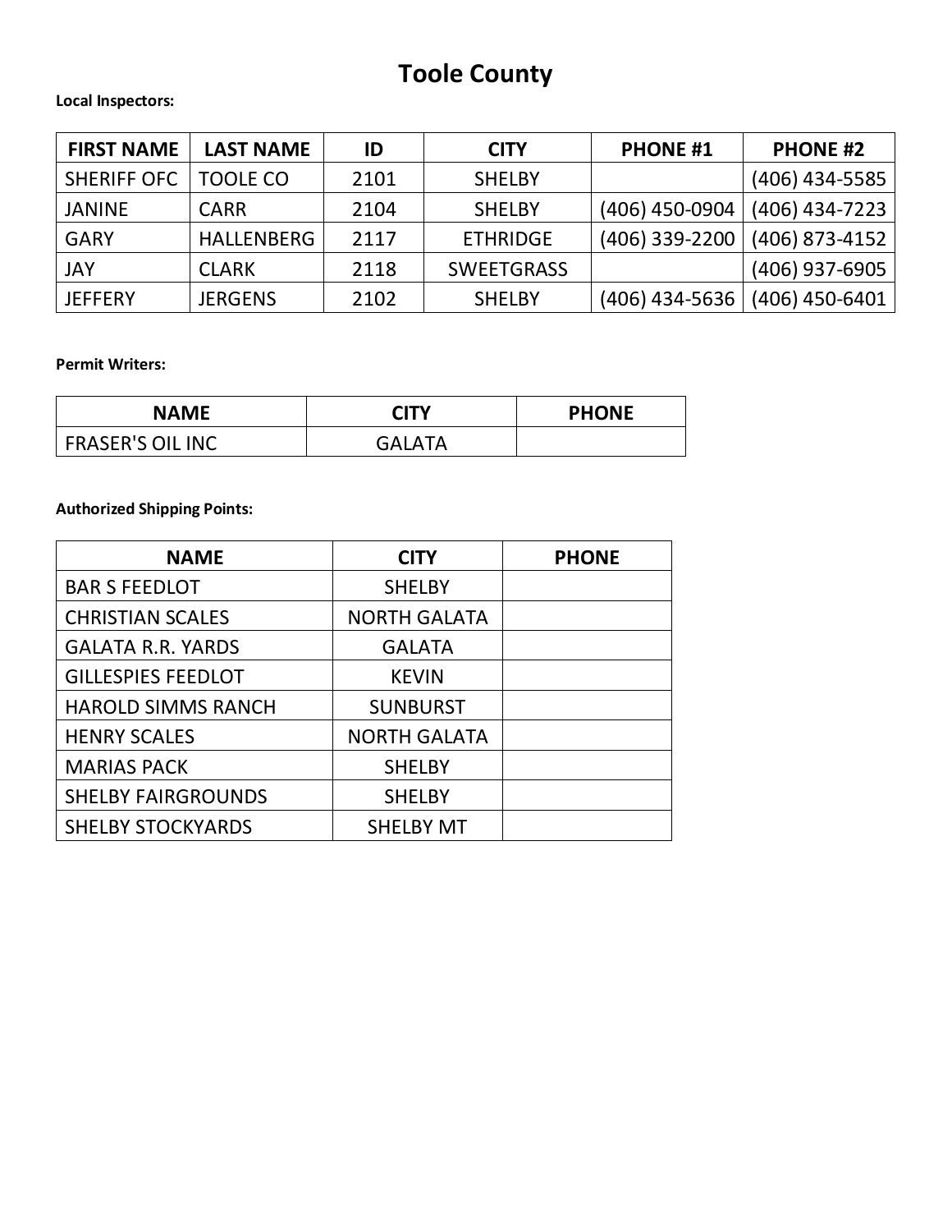# Toole County

**Local Inspectors:**

| FIRST NAME | LAST NAME | ID | CITY | PHONE #1 | PHONE #2 |
|---|---|---|---|---|---|
| SHERIFF OFC | TOOLE CO | 2101 | SHELBY | | (406) 434-5585 |
| JANINE | CARR | 2104 | SHELBY | (406) 450-0904 | (406) 434-7223 |
| GARY | HALLENBERG | 2117 | ETHRIDGE | (406) 339-2200 | (406) 873-4152 |
| JAY | CLARK | 2118 | SWEETGRASS | | (406) 937-6905 |
| JEFFERY | JERGENS | 2102 | SHELBY | (406) 434-5636 | (406) 450-6401 |

**Permit Writers:**

| NAME | CITY | PHONE |
|---|---|---|
| FRASER'S OIL INC | GALATA | |

**Authorized Shipping Points:**

| NAME | CITY | PHONE |
|---|---|---|
| BAR S FEEDLOT | SHELBY | |
| CHRISTIAN SCALES | NORTH GALATA | |
| GALATA R.R. YARDS | GALATA | |
| GILLESPIES FEEDLOT | KEVIN | |
| HAROLD SIMMS RANCH | SUNBURST | |
| HENRY SCALES | NORTH GALATA | |
| MARIAS PACK | SHELBY | |
| SHELBY FAIRGROUNDS | SHELBY | |
| SHELBY STOCKYARDS | SHELBY MT | |